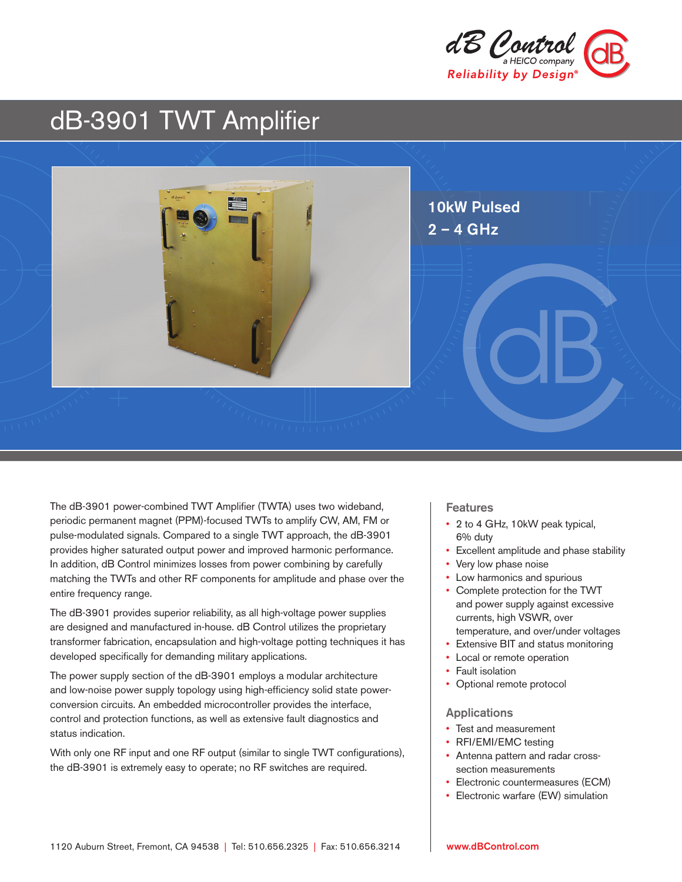dB Control
a HEICO company
Reliability by Design®

# dB-3901 TWT Amplifier

**10kW Pulsed**
**2 – 4 GHz**

The dB-3901 power-combined TWT Amplifier (TWTA) uses two wideband, periodic permanent magnet (PPM)-focused TWTs to amplify CW, AM, FM or pulse-modulated signals. Compared to a single TWT approach, the dB-3901 provides higher saturated output power and improved harmonic performance. In addition, dB Control minimizes losses from power combining by carefully matching the TWTs and other RF components for amplitude and phase over the entire frequency range.

The dB-3901 provides superior reliability, as all high-voltage power supplies are designed and manufactured in-house. dB Control utilizes the proprietary transformer fabrication, encapsulation and high-voltage potting techniques it has developed specifically for demanding military applications.

The power supply section of the dB-3901 employs a modular architecture and low-noise power supply topology using high-efficiency solid state power-conversion circuits. An embedded microcontroller provides the interface, control and protection functions, as well as extensive fault diagnostics and status indication.

With only one RF input and one RF output (similar to single TWT configurations), the dB-3901 is extremely easy to operate; no RF switches are required.

## Features

- 2 to 4 GHz, 10kW peak typical, 6% duty
- Excellent amplitude and phase stability
- Very low phase noise
- Low harmonics and spurious
- Complete protection for the TWT and power supply against excessive currents, high VSWR, over temperature, and over/under voltages
- Extensive BIT and status monitoring
- Local or remote operation
- Fault isolation
- Optional remote protocol

## Applications

- Test and measurement
- RFI/EMI/EMC testing
- Antenna pattern and radar cross-section measurements
- Electronic countermeasures (ECM)
- Electronic warfare (EW) simulation

1120 Auburn Street, Fremont, CA 94538 | Tel: 510.656.2325 | Fax: 510.656.3214

www.dBControl.com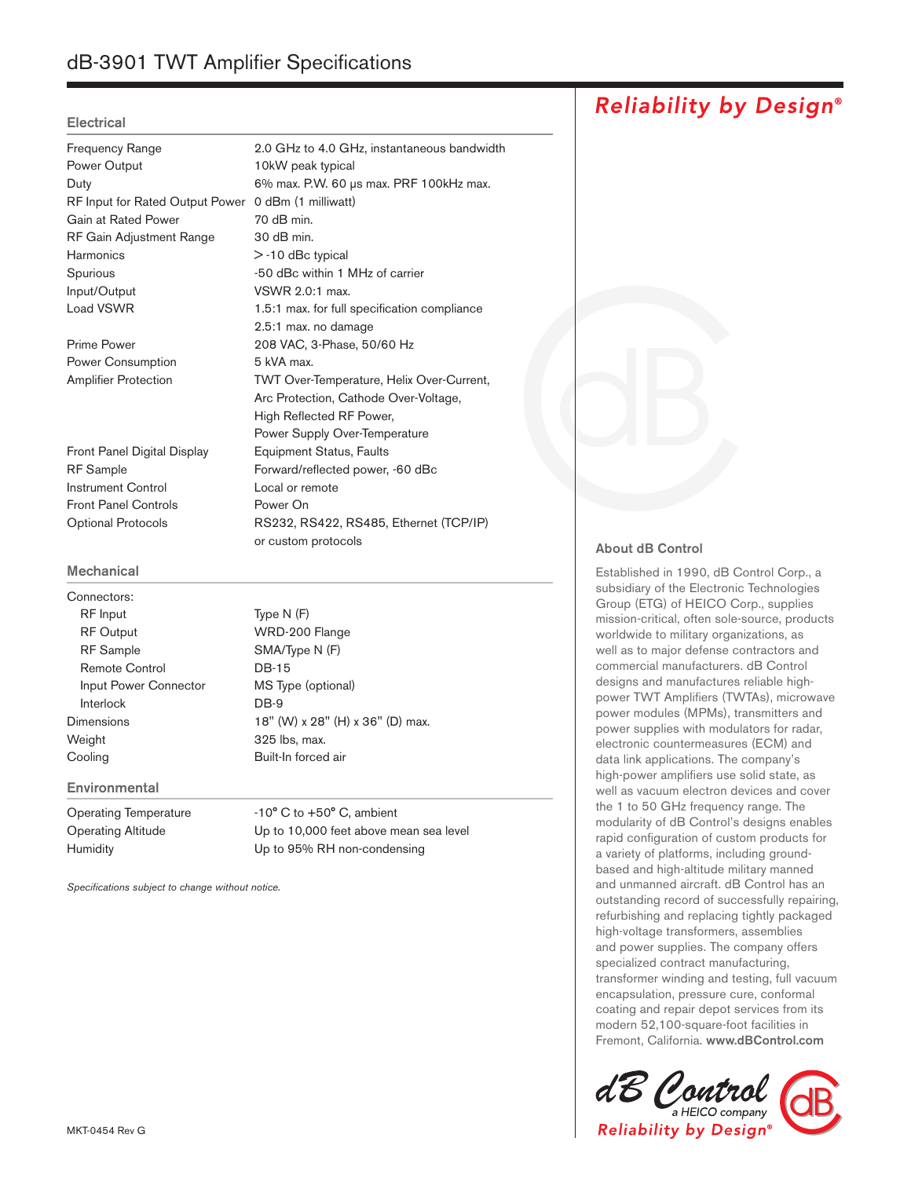# dB-3901 TWT Amplifier Specifications

## Electrical

| | |
|---|---|
| Frequency Range | 2.0 GHz to 4.0 GHz, instantaneous bandwidth |
| Power Output | 10kW peak typical |
| Duty | 6% max. P.W. 60 µs max. PRF 100kHz max. |
| RF Input for Rated Output Power | 0 dBm (1 milliwatt) |
| Gain at Rated Power | 70 dB min. |
| RF Gain Adjustment Range | 30 dB min. |
| Harmonics | > -10 dBc typical |
| Spurious | -50 dBc within 1 MHz of carrier |
| Input/Output | VSWR 2.0:1 max. |
| Load VSWR | 1.5:1 max. for full specification compliance<br>2.5:1 max. no damage |
| Prime Power | 208 VAC, 3-Phase, 50/60 Hz |
| Power Consumption | 5 kVA max. |
| Amplifier Protection | TWT Over-Temperature, Helix Over-Current, Arc Protection, Cathode Over-Voltage, High Reflected RF Power, Power Supply Over-Temperature |
| Front Panel Digital Display | Equipment Status, Faults |
| RF Sample | Forward/reflected power, -60 dBc |
| Instrument Control | Local or remote |
| Front Panel Controls | Power On |
| Optional Protocols | RS232, RS422, RS485, Ethernet (TCP/IP) or custom protocols |

## Mechanical

| | |
|---|---|
| Connectors: | |
| RF Input | Type N (F) |
| RF Output | WRD-200 Flange |
| RF Sample | SMA/Type N (F) |
| Remote Control | DB-15 |
| Input Power Connector | MS Type (optional) |
| Interlock | DB-9 |
| Dimensions | 18" (W) x 28" (H) x 36" (D) max. |
| Weight | 325 lbs, max. |
| Cooling | Built-In forced air |

## Environmental

| | |
|---|---|
| Operating Temperature | -10° C to +50° C, ambient |
| Operating Altitude | Up to 10,000 feet above mean sea level |
| Humidity | Up to 95% RH non-condensing |

*Specifications subject to change without notice.*

MKT-0454 Rev G

*Reliability by Design®*

### About dB Control

Established in 1990, dB Control Corp., a subsidiary of the Electronic Technologies Group (ETG) of HEICO Corp., supplies mission-critical, often sole-source, products worldwide to military organizations, as well as to major defense contractors and commercial manufacturers. dB Control designs and manufactures reliable high-power TWT Amplifiers (TWTAs), microwave power modules (MPMs), transmitters and power supplies with modulators for radar, electronic countermeasures (ECM) and data link applications. The company's high-power amplifiers use solid state, as well as vacuum electron devices and cover the 1 to 50 GHz frequency range. The modularity of dB Control's designs enables rapid configuration of custom products for a variety of platforms, including ground-based and high-altitude military manned and unmanned aircraft. dB Control has an outstanding record of successfully repairing, refurbishing and replacing tightly packaged high-voltage transformers, assemblies and power supplies. The company offers specialized contract manufacturing, transformer winding and testing, full vacuum encapsulation, pressure cure, conformal coating and repair depot services from its modern 52,100-square-foot facilities in Fremont, California. **www.dBControl.com**

dB Control
a HEICO company
*Reliability by Design®*